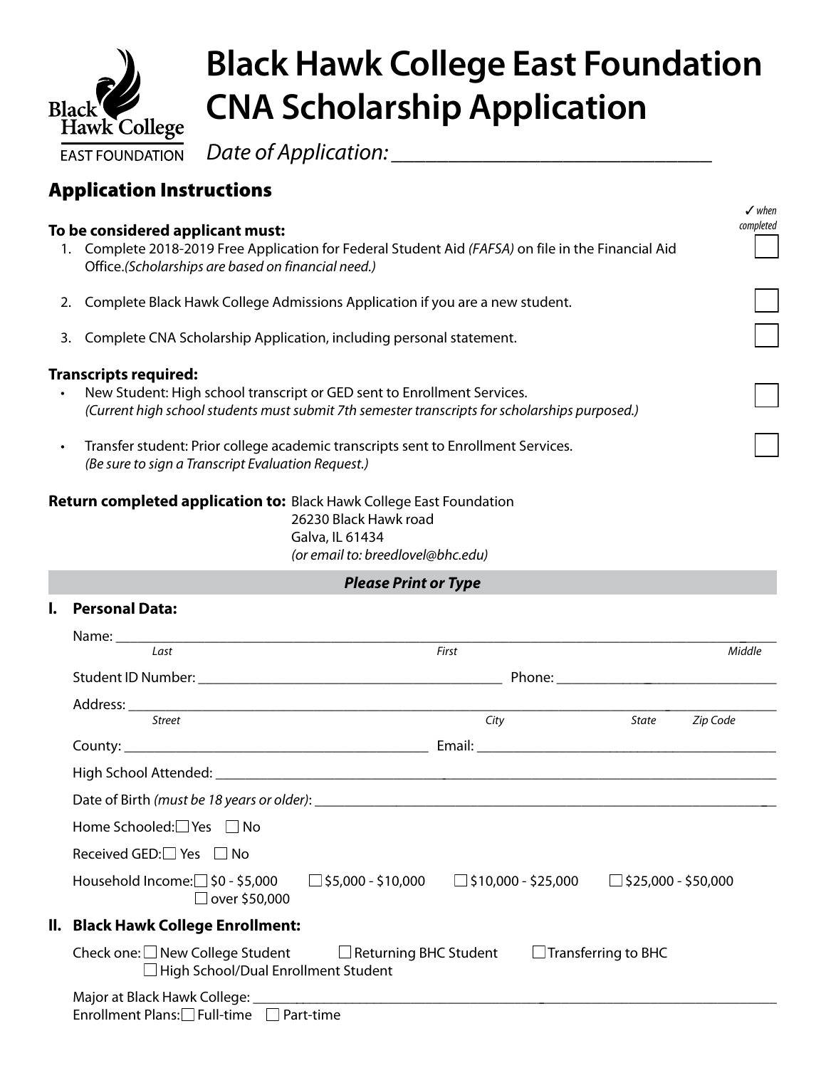# Black Hawk College East Foundation CNA Scholarship Application

Black Hawk College EAST FOUNDATION

*Date of Application:* ______________________________

## Application Instructions

*✓ when completed*

**To be considered applicant must:**

1. Complete 2018-2019 Free Application for Federal Student Aid *(FAFSA)* on file in the Financial Aid Office.*(Scholarships are based on financial need.)* ☐
2. Complete Black Hawk College Admissions Application if you are a new student. ☐
3. Complete CNA Scholarship Application, including personal statement. ☐

**Transcripts required:**

- New Student: High school transcript or GED sent to Enrollment Services. *(Current high school students must submit 7th semester transcripts for scholarships purposed.)* ☐
- Transfer student: Prior college academic transcripts sent to Enrollment Services. *(Be sure to sign a Transcript Evaluation Request.)* ☐

**Return completed application to:** Black Hawk College East Foundation
26230 Black Hawk road
Galva, IL 61434
*(or email to: breedlovel@bhc.edu)*

***Please Print or Type***

## I. Personal Data:

Name: ______________________________________________
*Last* *First* *Middle*

Student ID Number: ______________________ Phone: ______________________

Address: ______________________________________________
*Street* *City* *State* *Zip Code*

County: ______________________ Email: ______________________

High School Attended: ______________________________________________

Date of Birth *(must be 18 years or older)*: ______________________

Home Schooled: ☐ Yes ☐ No

Received GED: ☐ Yes ☐ No

Household Income: ☐ $0 - $5,000 ☐ $5,000 - $10,000 ☐ $10,000 - $25,000 ☐ $25,000 - $50,000 ☐ over $50,000

## II. Black Hawk College Enrollment:

Check one: ☐ New College Student ☐ Returning BHC Student ☐ Transferring to BHC ☐ High School/Dual Enrollment Student

Major at Black Hawk College: ______________________________________________

Enrollment Plans: ☐ Full-time ☐ Part-time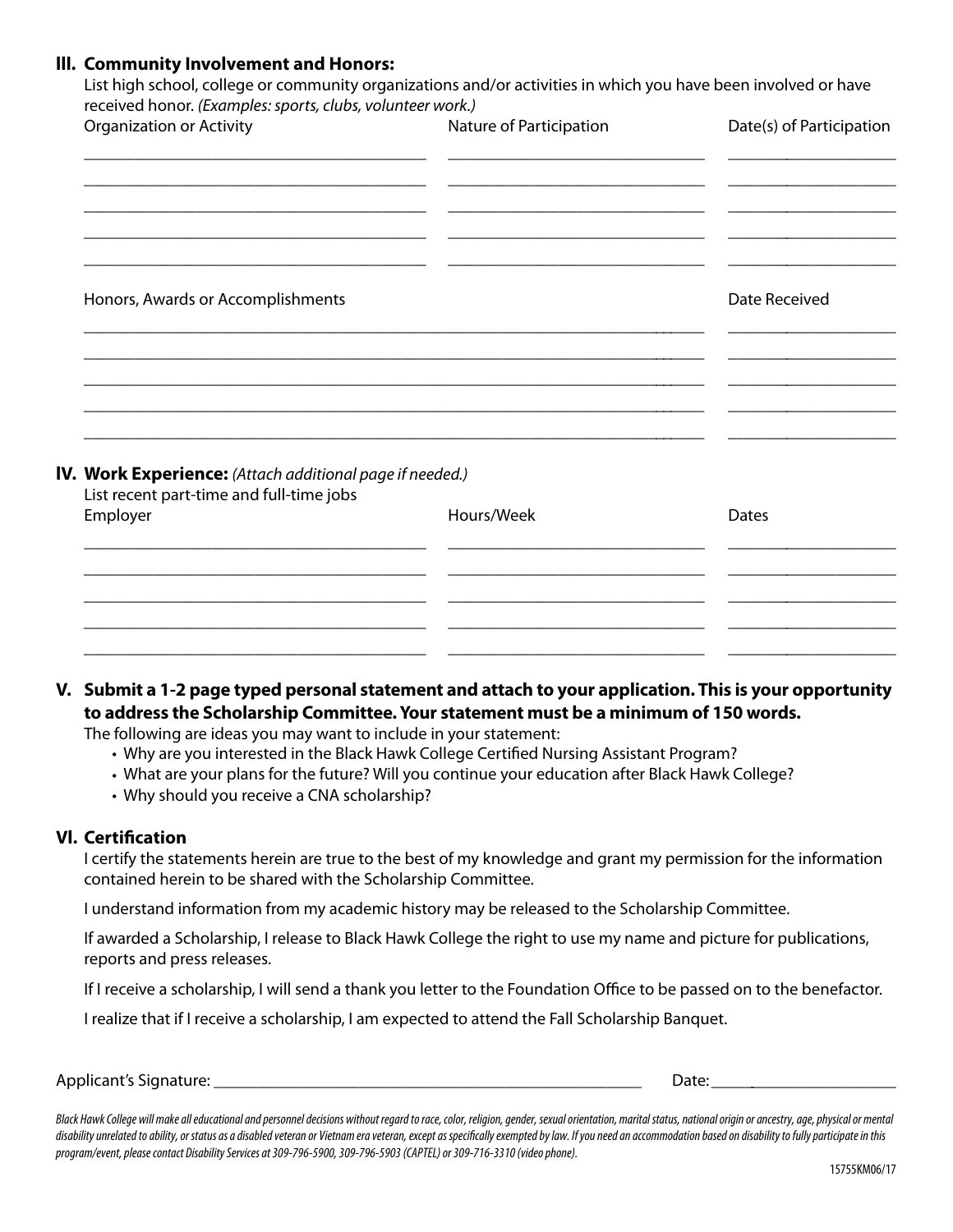## III. Community Involvement and Honors:

List high school, college or community organizations and/or activities in which you have been involved or have received honor. *(Examples: sports, clubs, volunteer work.)*

| Organization or Activity | Nature of Participation | Date(s) of Participation |
|---|---|---|
| | | |
| | | |
| | | |
| | | |
| | | |

| Honors, Awards or Accomplishments | Date Received |
|---|---|
| | |
| | |
| | |
| | |
| | |

## IV. Work Experience: *(Attach additional page if needed.)*

List recent part-time and full-time jobs

| Employer | Hours/Week | Dates |
|---|---|---|
| | | |
| | | |
| | | |
| | | |
| | | |

## V. Submit a 1-2 page typed personal statement and attach to your application. This is your opportunity to address the Scholarship Committee. Your statement must be a minimum of 150 words.

The following are ideas you may want to include in your statement:

- Why are you interested in the Black Hawk College Certified Nursing Assistant Program?
- What are your plans for the future? Will you continue your education after Black Hawk College?
- Why should you receive a CNA scholarship?

## VI. Certification

I certify the statements herein are true to the best of my knowledge and grant my permission for the information contained herein to be shared with the Scholarship Committee.

I understand information from my academic history may be released to the Scholarship Committee.

If awarded a Scholarship, I release to Black Hawk College the right to use my name and picture for publications, reports and press releases.

If I receive a scholarship, I will send a thank you letter to the Foundation Office to be passed on to the benefactor.

I realize that if I receive a scholarship, I am expected to attend the Fall Scholarship Banquet.

Applicant's Signature: ______________________________ Date: ______________

*Black Hawk College will make all educational and personnel decisions without regard to race, color, religion, gender, sexual orientation, marital status, national origin or ancestry, age, physical or mental disability unrelated to ability, or status as a disabled veteran or Vietnam era veteran, except as specifically exempted by law. If you need an accommodation based on disability to fully participate in this program/event, please contact Disability Services at 309-796-5900, 309-796-5903 (CAPTEL) or 309-716-3310 (video phone).*

15755KM06/17